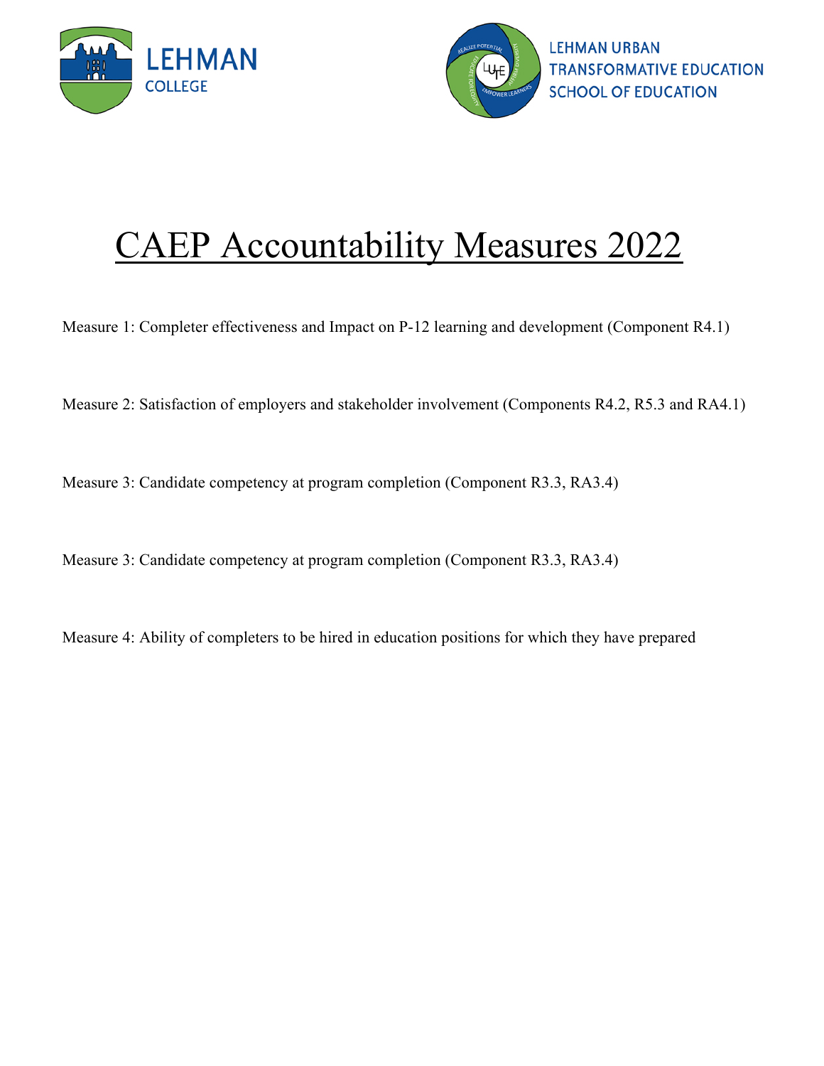LEHMAN COLLEGE

LEHMAN URBAN TRANSFORMATIVE EDUCATION SCHOOL OF EDUCATION

# CAEP Accountability Measures 2022

Measure 1: Completer effectiveness and Impact on P-12 learning and development (Component R4.1)

Measure 2: Satisfaction of employers and stakeholder involvement (Components R4.2, R5.3 and RA4.1)

Measure 3: Candidate competency at program completion (Component R3.3, RA3.4)

Measure 3: Candidate competency at program completion (Component R3.3, RA3.4)

Measure 4: Ability of completers to be hired in education positions for which they have prepared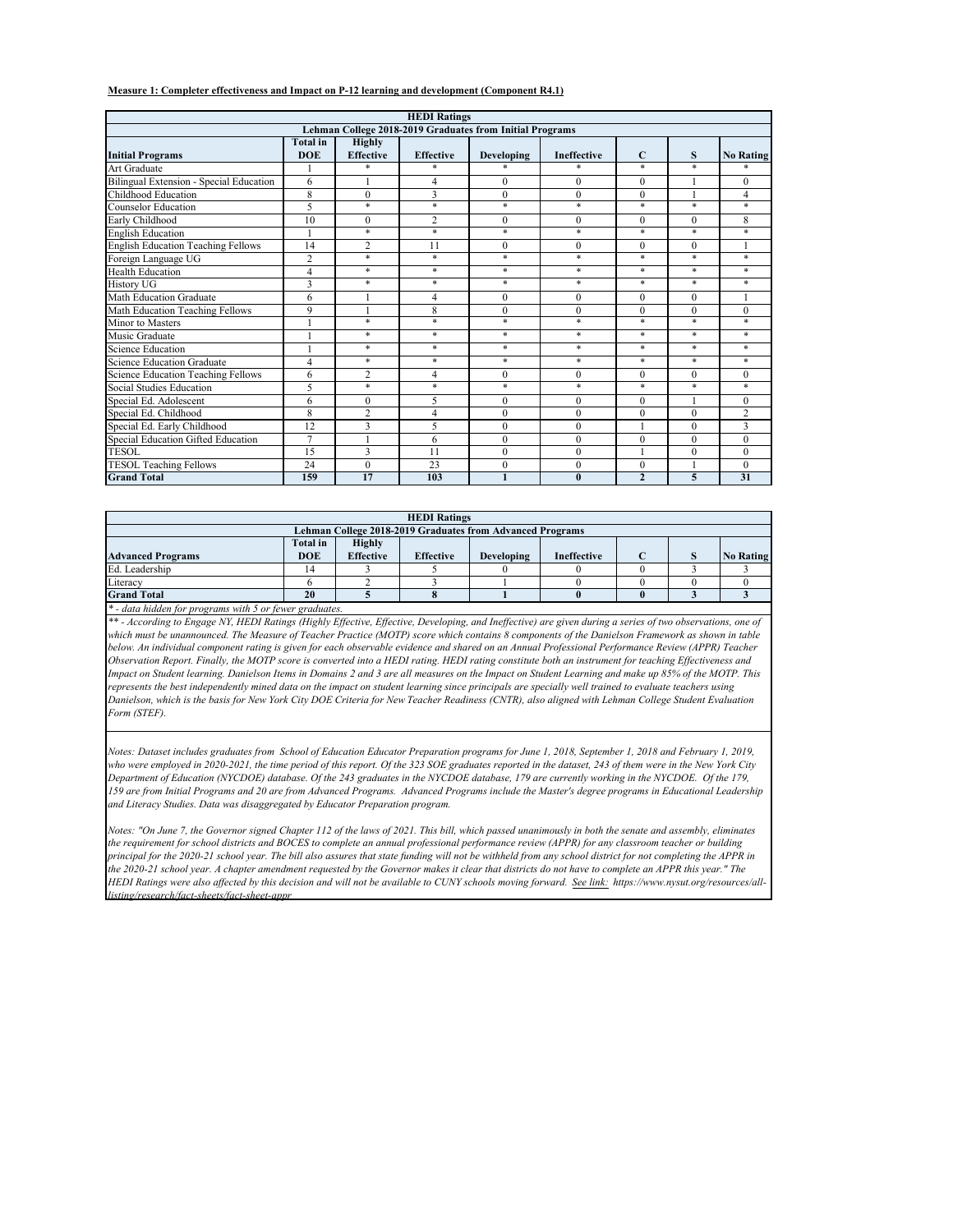**Measure 1: Completer effectiveness and Impact on P-12 learning and development (Component R4.1)**

| HEDI Ratings | | | | | | | | |
|---|---|---|---|---|---|---|---|---|
| Lehman College 2018-2019 Graduates from Initial Programs | | | | | | | | |
| **Initial Programs** | **Total in DOE** | **Highly Effective** | **Effective** | **Developing** | **Ineffective** | **C** | **S** | **No Rating** |
| Art Graduate | 1 | * | * | * | * | * | * | * |
| Bilingual Extension - Special Education | 6 | 1 | 4 | 0 | 0 | 0 | 1 | 0 |
| Childhood Education | 8 | 0 | 3 | 0 | 0 | 0 | 1 | 4 |
| Counselor Education | 5 | * | * | * | * | * | * | * |
| Early Childhood | 10 | 0 | 2 | 0 | 0 | 0 | 0 | 8 |
| English Education | 1 | * | * | * | * | * | * | * |
| English Education Teaching Fellows | 14 | 2 | 11 | 0 | 0 | 0 | 0 | 1 |
| Foreign Language UG | 2 | * | * | * | * | * | * | * |
| Health Education | 4 | * | * | * | * | * | * | * |
| History UG | 3 | * | * | * | * | * | * | * |
| Math Education Graduate | 6 | 1 | 4 | 0 | 0 | 0 | 0 | 1 |
| Math Education Teaching Fellows | 9 | 1 | 8 | 0 | 0 | 0 | 0 | 0 |
| Minor to Masters | 1 | * | * | * | * | * | * | * |
| Music Graduate | 1 | * | * | * | * | * | * | * |
| Science Education | 1 | * | * | * | * | * | * | * |
| Science Education Graduate | 4 | * | * | * | * | * | * | * |
| Science Education Teaching Fellows | 6 | 2 | 4 | 0 | 0 | 0 | 0 | 0 |
| Social Studies Education | 5 | * | * | * | * | * | * | * |
| Special Ed. Adolescent | 6 | 0 | 5 | 0 | 0 | 0 | 1 | 0 |
| Special Ed. Childhood | 8 | 2 | 4 | 0 | 0 | 0 | 0 | 2 |
| Special Ed. Early Childhood | 12 | 3 | 5 | 0 | 0 | 1 | 0 | 3 |
| Special Education Gifted Education | 7 | 1 | 6 | 0 | 0 | 0 | 0 | 0 |
| TESOL | 15 | 3 | 11 | 0 | 0 | 1 | 0 | 0 |
| TESOL Teaching Fellows | 24 | 0 | 23 | 0 | 0 | 0 | 1 | 0 |
| **Grand Total** | **159** | **17** | **103** | **1** | **0** | **2** | **5** | **31** |

| HEDI Ratings | | | | | | | | |
|---|---|---|---|---|---|---|---|---|
| Lehman College 2018-2019 Graduates from Advanced Programs | | | | | | | | |
| **Advanced Programs** | **Total in DOE** | **Highly Effective** | **Effective** | **Developing** | **Ineffective** | **C** | **S** | **No Rating** |
| Ed. Leadership | 14 | 3 | 5 | 0 | 0 | 0 | 3 | 3 |
| Literacy | 6 | 2 | 3 | 1 | 0 | 0 | 0 | 0 |
| **Grand Total** | **20** | **5** | **8** | **1** | **0** | **0** | **3** | **3** |

*\* - data hidden for programs with 5 or fewer graduates.*

*\*\* - According to Engage NY, HEDI Ratings (Highly Effective, Effective, Developing, and Ineffective) are given during a series of two observations, one of which must be unannounced. The Measure of Teacher Practice (MOTP) score which contains 8 components of the Danielson Framework as shown in table below. An individual component rating is given for each observable evidence and shared on an Annual Professional Performance Review (APPR) Teacher Observation Report. Finally, the MOTP score is converted into a HEDI rating. HEDI rating constitute both an instrument for teaching Effectiveness and Impact on Student learning. Danielson Items in Domains 2 and 3 are all measures on the Impact on Student Learning and make up 85% of the MOTP. This represents the best independently mined data on the impact on student learning since principals are specially well trained to evaluate teachers using Danielson, which is the basis for New York City DOE Criteria for New Teacher Readiness (CNTR), also aligned with Lehman College Student Evaluation Form (STEF).*

*Notes: Dataset includes graduates from School of Education Educator Preparation programs for June 1, 2018, September 1, 2018 and February 1, 2019, who were employed in 2020-2021, the time period of this report. Of the 323 SOE graduates reported in the dataset, 243 of them were in the New York City Department of Education (NYCDOE) database. Of the 243 graduates in the NYCDOE database, 179 are currently working in the NYCDOE. Of the 179, 159 are from Initial Programs and 20 are from Advanced Programs. Advanced Programs include the Master's degree programs in Educational Leadership and Literacy Studies. Data was disaggregated by Educator Preparation program.*

*Notes: "On June 7, the Governor signed Chapter 112 of the laws of 2021. This bill, which passed unanimously in both the senate and assembly, eliminates the requirement for school districts and BOCES to complete an annual professional performance review (APPR) for any classroom teacher or building principal for the 2020-21 school year. The bill also assures that state funding will not be withheld from any school district for not completing the APPR in the 2020-21 school year. A chapter amendment requested by the Governor makes it clear that districts do not have to complete an APPR this year." The HEDI Ratings were also affected by this decision and will not be available to CUNY schools moving forward. See link: https://www.nysut.org/resources/all-listing/research/fact-sheets/fact-sheet-appr*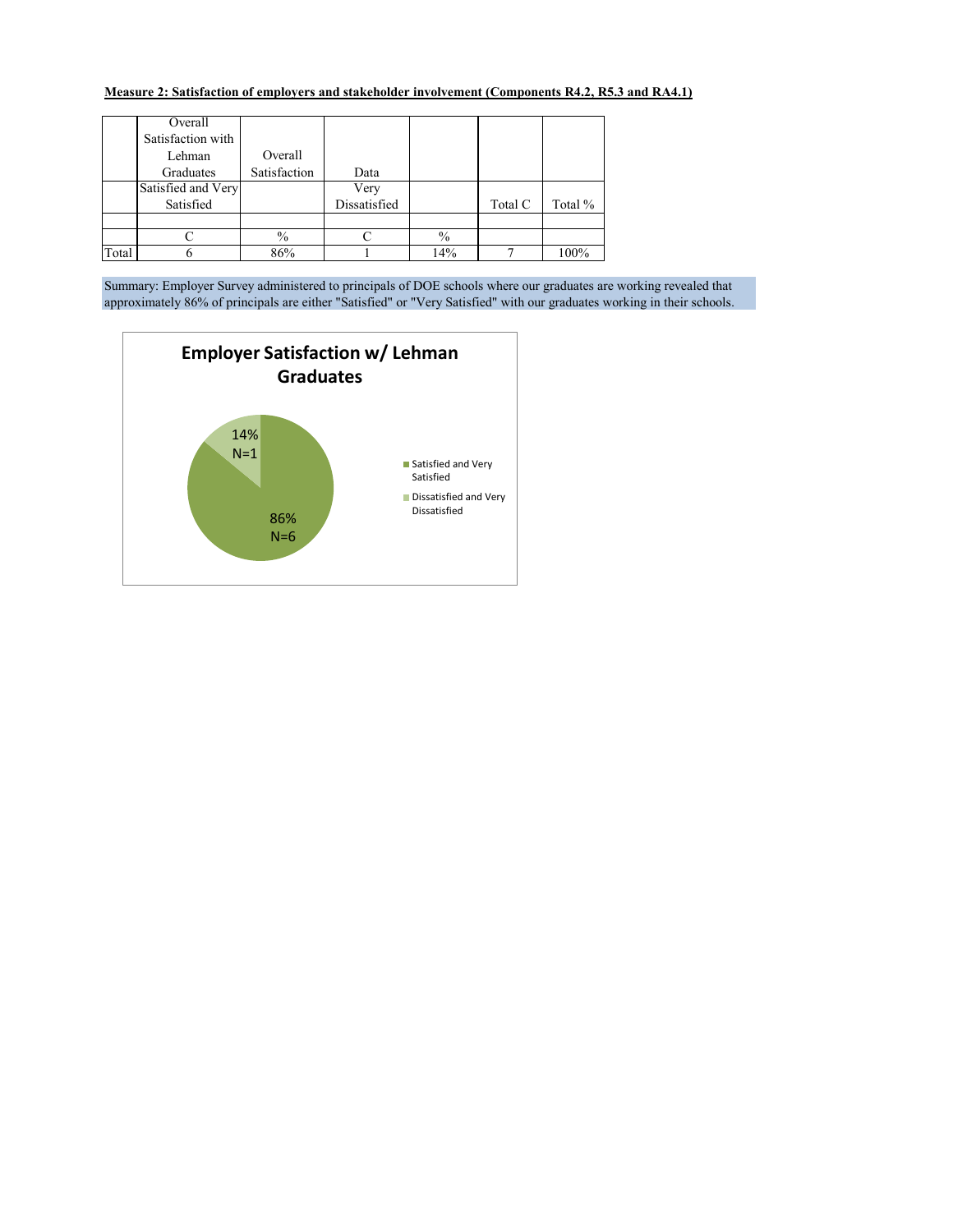**Measure 2: Satisfaction of employers and stakeholder involvement (Components R4.2, R5.3 and RA4.1)**

| | Overall Satisfaction with Lehman Graduates | Overall Satisfaction | Data | | | |
|---|---|---|---|---|---|---|
| | Satisfied and Very Satisfied | | Very Dissatisfied | | Total C | Total % |
| | | | | | | |
| | C | % | C | % | | |
| Total | 6 | 86% | 1 | 14% | 7 | 100% |

Summary: Employer Survey administered to principals of DOE schools where our graduates are working revealed that approximately 86% of principals are either "Satisfied" or "Very Satisfied" with our graduates working in their schools.

**Employer Satisfaction w/ Lehman Graduates**

- Satisfied and Very Satisfied: 86% N=6
- Dissatisfied and Very Dissatisfied: 14% N=1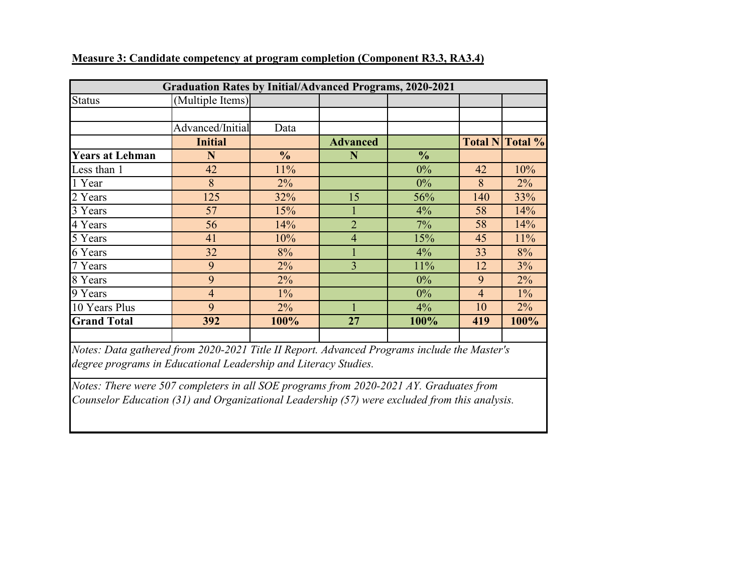**Measure 3: Candidate competency at program completion (Component R3.3, RA3.4)**

**Graduation Rates by Initial/Advanced Programs, 2020-2021**

| Status | (Multiple Items) | | | | | |
|---|---|---|---|---|---|---|
| | | | | | | |
| | Advanced/Initial | Data | | | | |
| | **Initial** | | **Advanced** | | **Total N** | **Total %** |
| **Years at Lehman** | **N** | **%** | **N** | **%** | | |
| Less than 1 | 42 | 11% | | 0% | 42 | 10% |
| 1 Year | 8 | 2% | | 0% | 8 | 2% |
| 2 Years | 125 | 32% | 15 | 56% | 140 | 33% |
| 3 Years | 57 | 15% | 1 | 4% | 58 | 14% |
| 4 Years | 56 | 14% | 2 | 7% | 58 | 14% |
| 5 Years | 41 | 10% | 4 | 15% | 45 | 11% |
| 6 Years | 32 | 8% | 1 | 4% | 33 | 8% |
| 7 Years | 9 | 2% | 3 | 11% | 12 | 3% |
| 8 Years | 9 | 2% | | 0% | 9 | 2% |
| 9 Years | 4 | 1% | | 0% | 4 | 1% |
| 10 Years Plus | 9 | 2% | 1 | 4% | 10 | 2% |
| **Grand Total** | **392** | **100%** | **27** | **100%** | **419** | **100%** |

*Notes: Data gathered from 2020-2021 Title II Report. Advanced Programs include the Master's degree programs in Educational Leadership and Literacy Studies.*

*Notes: There were 507 completers in all SOE programs from 2020-2021 AY. Graduates from Counselor Education (31) and Organizational Leadership (57) were excluded from this analysis.*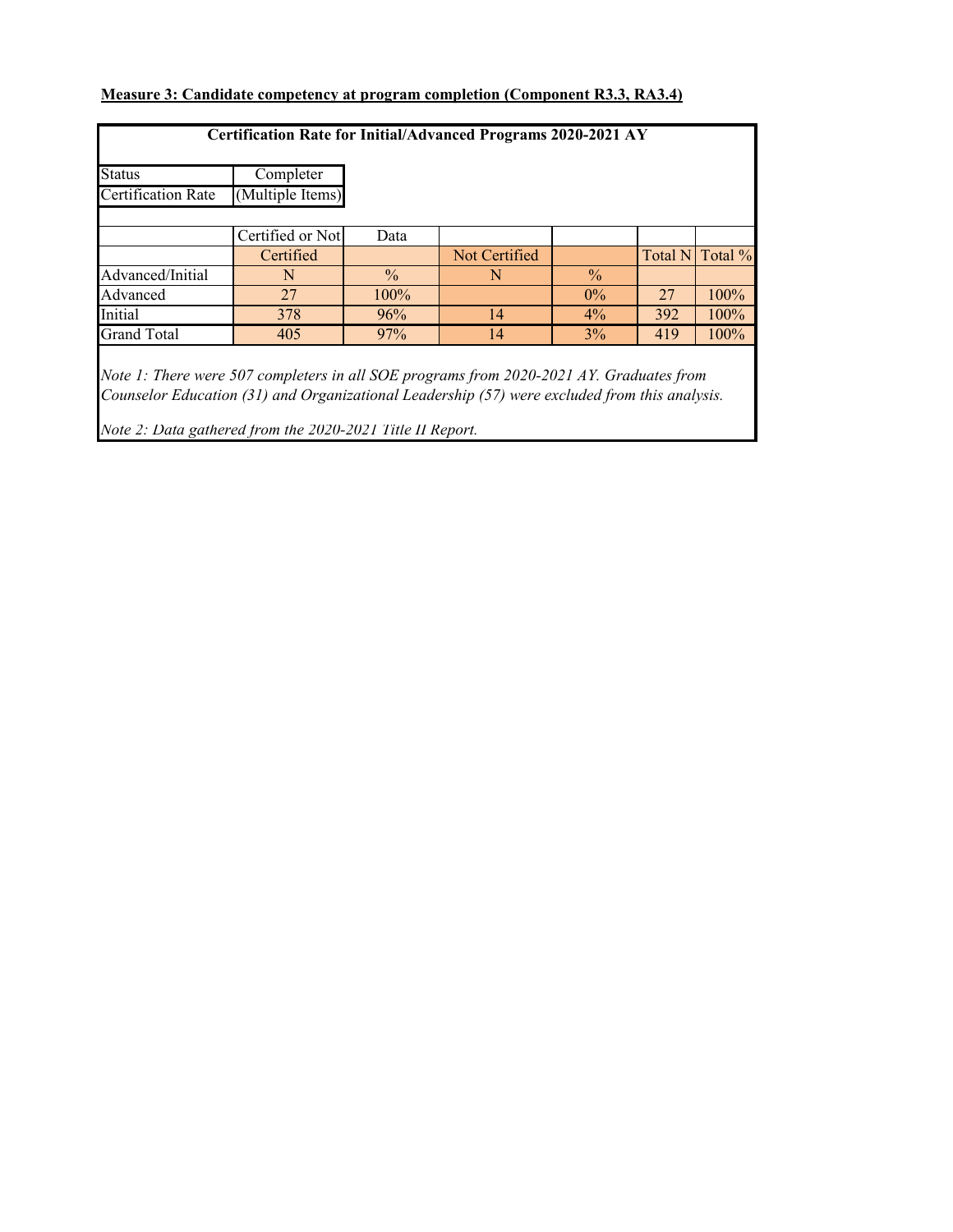**Measure 3: Candidate competency at program completion (Component R3.3, RA3.4)**

**Certification Rate for Initial/Advanced Programs 2020-2021 AY**

| Status | Completer |
|---|---|
| Certification Rate | (Multiple Items) |

| | Certified or Not | Data | | | | |
|---|---|---|---|---|---|---|
| | Certified | | Not Certified | | Total N | Total % |
| Advanced/Initial | N | % | N | % | | |
| Advanced | 27 | 100% | | 0% | 27 | 100% |
| Initial | 378 | 96% | 14 | 4% | 392 | 100% |
| Grand Total | 405 | 97% | 14 | 3% | 419 | 100% |

*Note 1: There were 507 completers in all SOE programs from 2020-2021 AY. Graduates from Counselor Education (31) and Organizational Leadership (57) were excluded from this analysis.*

*Note 2: Data gathered from the 2020-2021 Title II Report.*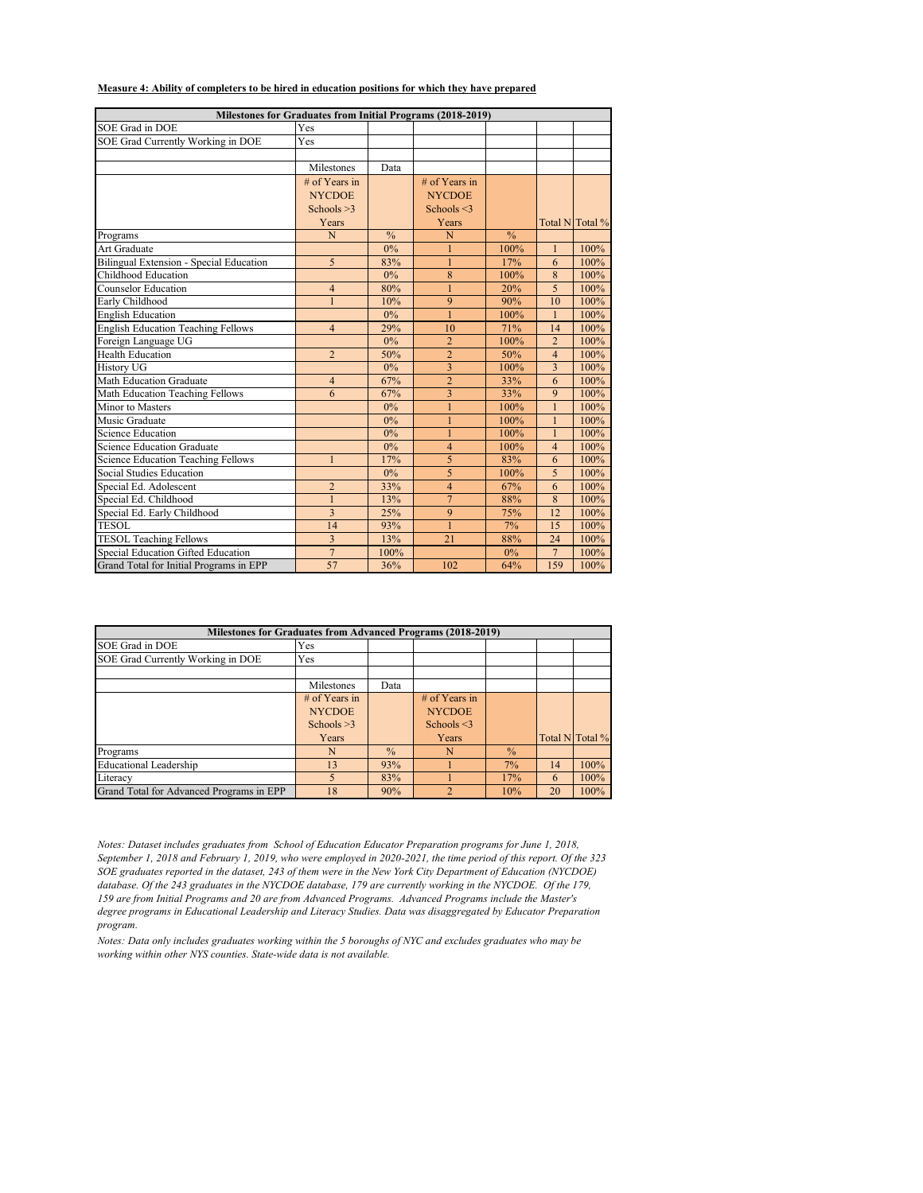**Measure 4: Ability of completers to be hired in education positions for which they have prepared**

| Milestones for Graduates from Initial Programs (2018-2019) | | | | | | |
|---|---|---|---|---|---|---|
| SOE Grad in DOE | Yes | | | | | |
| SOE Grad Currently Working in DOE | Yes | | | | | |
| | | | | | | |
| | Milestones | Data | | | | |
| | # of Years in NYCDOE Schools >3 Years | | # of Years in NYCDOE Schools <3 Years | | Total N | Total % |
| Programs | N | % | N | % | | |
| Art Graduate | | 0% | 1 | 100% | 1 | 100% |
| Bilingual Extension - Special Education | 5 | 83% | 1 | 17% | 6 | 100% |
| Childhood Education | | 0% | 8 | 100% | 8 | 100% |
| Counselor Education | 4 | 80% | 1 | 20% | 5 | 100% |
| Early Childhood | 1 | 10% | 9 | 90% | 10 | 100% |
| English Education | | 0% | 1 | 100% | 1 | 100% |
| English Education Teaching Fellows | 4 | 29% | 10 | 71% | 14 | 100% |
| Foreign Language UG | | 0% | 2 | 100% | 2 | 100% |
| Health Education | 2 | 50% | 2 | 50% | 4 | 100% |
| History UG | | 0% | 3 | 100% | 3 | 100% |
| Math Education Graduate | 4 | 67% | 2 | 33% | 6 | 100% |
| Math Education Teaching Fellows | 6 | 67% | 3 | 33% | 9 | 100% |
| Minor to Masters | | 0% | 1 | 100% | 1 | 100% |
| Music Graduate | | 0% | 1 | 100% | 1 | 100% |
| Science Education | | 0% | 1 | 100% | 1 | 100% |
| Science Education Graduate | | 0% | 4 | 100% | 4 | 100% |
| Science Education Teaching Fellows | 1 | 17% | 5 | 83% | 6 | 100% |
| Social Studies Education | | 0% | 5 | 100% | 5 | 100% |
| Special Ed. Adolescent | 2 | 33% | 4 | 67% | 6 | 100% |
| Special Ed. Childhood | 1 | 13% | 7 | 88% | 8 | 100% |
| Special Ed. Early Childhood | 3 | 25% | 9 | 75% | 12 | 100% |
| TESOL | 14 | 93% | 1 | 7% | 15 | 100% |
| TESOL Teaching Fellows | 3 | 13% | 21 | 88% | 24 | 100% |
| Special Education Gifted Education | 7 | 100% | | 0% | 7 | 100% |
| Grand Total for Initial Programs in EPP | 57 | 36% | 102 | 64% | 159 | 100% |

| Milestones for Graduates from Advanced Programs (2018-2019) | | | | | | |
|---|---|---|---|---|---|---|
| SOE Grad in DOE | Yes | | | | | |
| SOE Grad Currently Working in DOE | Yes | | | | | |
| | | | | | | |
| | Milestones | Data | | | | |
| | # of Years in NYCDOE Schools >3 Years | | # of Years in NYCDOE Schools <3 Years | | Total N | Total % |
| Programs | N | % | N | % | | |
| Educational Leadership | 13 | 93% | 1 | 7% | 14 | 100% |
| Literacy | 5 | 83% | 1 | 17% | 6 | 100% |
| Grand Total for Advanced Programs in EPP | 18 | 90% | 2 | 10% | 20 | 100% |

*Notes: Dataset includes graduates from School of Education Educator Preparation programs for June 1, 2018, September 1, 2018 and February 1, 2019, who were employed in 2020-2021, the time period of this report. Of the 323 SOE graduates reported in the dataset, 243 of them were in the New York City Department of Education (NYCDOE) database. Of the 243 graduates in the NYCDOE database, 179 are currently working in the NYCDOE. Of the 179, 159 are from Initial Programs and 20 are from Advanced Programs. Advanced Programs include the Master's degree programs in Educational Leadership and Literacy Studies. Data was disaggregated by Educator Preparation program.*

*Notes: Data only includes graduates working within the 5 boroughs of NYC and excludes graduates who may be working within other NYS counties. State-wide data is not available.*